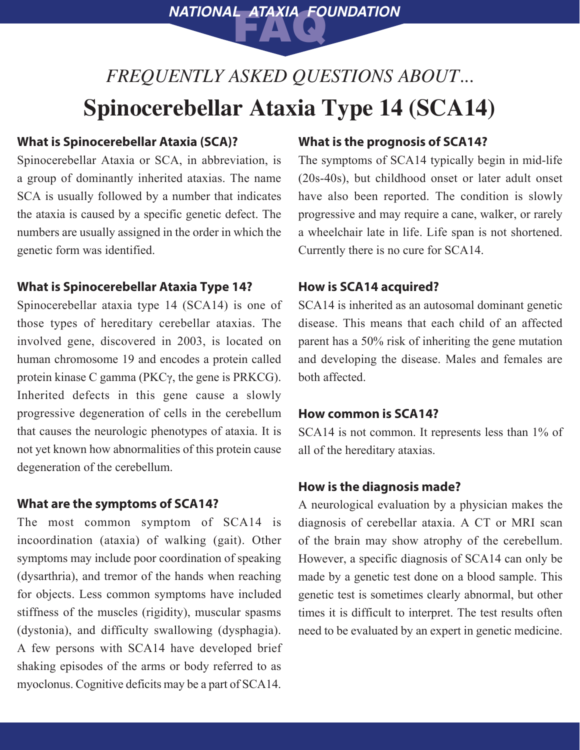NATIONAL ATAXIA FOUNDATION

FAQ

*FREQUENTLY ASKED QUESTIONS ABOUT…*

# Spinocerebellar Ataxia Type 14 (SCA14)

## What is Spinocerebellar Ataxia (SCA)?

Spinocerebellar Ataxia or SCA, in abbreviation, is a group of dominantly inherited ataxias. The name SCA is usually followed by a number that indicates the ataxia is caused by a specific genetic defect. The numbers are usually assigned in the order in which the genetic form was identified.

## What is Spinocerebellar Ataxia Type 14?

Spinocerebellar ataxia type 14 (SCA14) is one of those types of hereditary cerebellar ataxias. The involved gene, discovered in 2003, is located on human chromosome 19 and encodes a protein called protein kinase C gamma (PKCγ, the gene is PRKCG). Inherited defects in this gene cause a slowly progressive degeneration of cells in the cerebellum that causes the neurologic phenotypes of ataxia. It is not yet known how abnormalities of this protein cause degeneration of the cerebellum.

## What are the symptoms of SCA14?

The most common symptom of SCA14 is incoordination (ataxia) of walking (gait). Other symptoms may include poor coordination of speaking (dysarthria), and tremor of the hands when reaching for objects. Less common symptoms have included stiffness of the muscles (rigidity), muscular spasms (dystonia), and difficulty swallowing (dysphagia). A few persons with SCA14 have developed brief shaking episodes of the arms or body referred to as myoclonus. Cognitive deficits may be a part of SCA14.

## What is the prognosis of SCA14?

The symptoms of SCA14 typically begin in mid-life (20s-40s), but childhood onset or later adult onset have also been reported. The condition is slowly progressive and may require a cane, walker, or rarely a wheelchair late in life. Life span is not shortened. Currently there is no cure for SCA14.

## How is SCA14 acquired?

SCA14 is inherited as an autosomal dominant genetic disease. This means that each child of an affected parent has a 50% risk of inheriting the gene mutation and developing the disease. Males and females are both affected.

## How common is SCA14?

SCA14 is not common. It represents less than 1% of all of the hereditary ataxias.

## How is the diagnosis made?

A neurological evaluation by a physician makes the diagnosis of cerebellar ataxia. A CT or MRI scan of the brain may show atrophy of the cerebellum. However, a specific diagnosis of SCA14 can only be made by a genetic test done on a blood sample. This genetic test is sometimes clearly abnormal, but other times it is difficult to interpret. The test results often need to be evaluated by an expert in genetic medicine.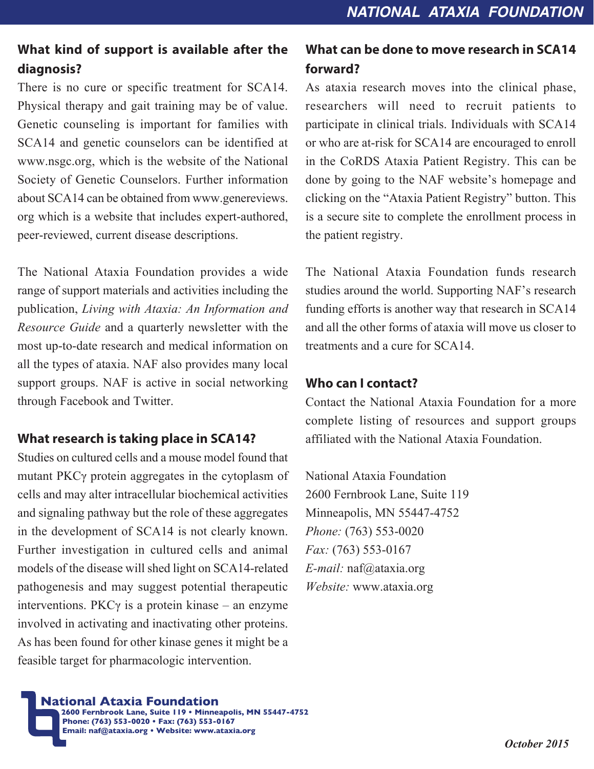## What kind of support is available after the diagnosis?

There is no cure or specific treatment for SCA14. Physical therapy and gait training may be of value. Genetic counseling is important for families with SCA14 and genetic counselors can be identified at www.nsgc.org, which is the website of the National Society of Genetic Counselors. Further information about SCA14 can be obtained from www.genereviews.org which is a website that includes expert-authored, peer-reviewed, current disease descriptions.

The National Ataxia Foundation provides a wide range of support materials and activities including the publication, *Living with Ataxia: An Information and Resource Guide* and a quarterly newsletter with the most up-to-date research and medical information on all the types of ataxia. NAF also provides many local support groups. NAF is active in social networking through Facebook and Twitter.

## What research is taking place in SCA14?

Studies on cultured cells and a mouse model found that mutant PKCγ protein aggregates in the cytoplasm of cells and may alter intracellular biochemical activities and signaling pathway but the role of these aggregates in the development of SCA14 is not clearly known. Further investigation in cultured cells and animal models of the disease will shed light on SCA14-related pathogenesis and may suggest potential therapeutic interventions. PKCγ is a protein kinase – an enzyme involved in activating and inactivating other proteins. As has been found for other kinase genes it might be a feasible target for pharmacologic intervention.

## What can be done to move research in SCA14 forward?

As ataxia research moves into the clinical phase, researchers will need to recruit patients to participate in clinical trials. Individuals with SCA14 or who are at-risk for SCA14 are encouraged to enroll in the CoRDS Ataxia Patient Registry. This can be done by going to the NAF website's homepage and clicking on the "Ataxia Patient Registry" button. This is a secure site to complete the enrollment process in the patient registry.

The National Ataxia Foundation funds research studies around the world. Supporting NAF's research funding efforts is another way that research in SCA14 and all the other forms of ataxia will move us closer to treatments and a cure for SCA14.

## Who can I contact?

Contact the National Ataxia Foundation for a more complete listing of resources and support groups affiliated with the National Ataxia Foundation.

National Ataxia Foundation
2600 Fernbrook Lane, Suite 119
Minneapolis, MN 55447-4752
*Phone:* (763) 553-0020
*Fax:* (763) 553-0167
*E-mail:* naf@ataxia.org
*Website:* www.ataxia.org

**National Ataxia Foundation**
**2600 Fernbrook Lane, Suite 119 • Minneapolis, MN 55447-4752**
**Phone: (763) 553-0020 • Fax: (763) 553-0167**
**Email: naf@ataxia.org • Website: www.ataxia.org**

***October 2015***